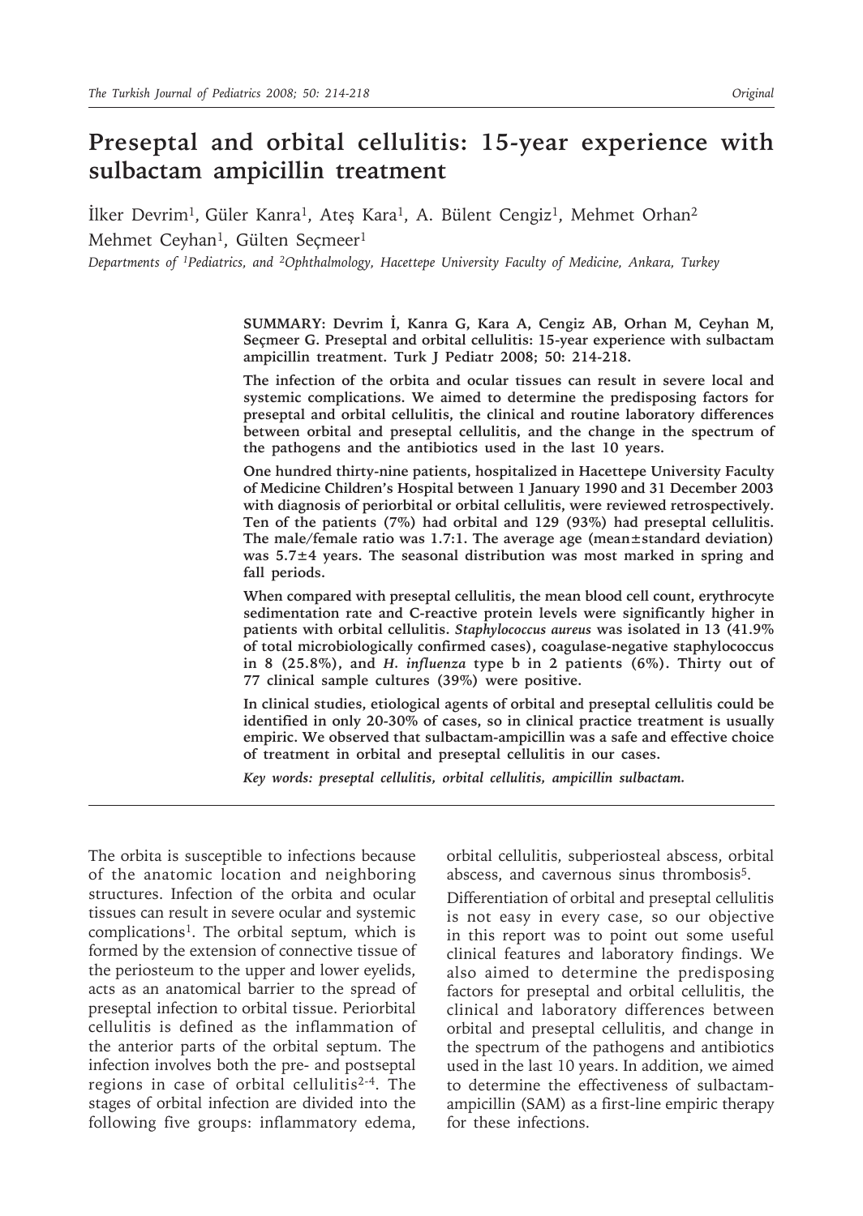# Preseptal and orbital cellulitis: 15-year experience with sulbactam ampicillin treatment

İlker Devrim[1], Güler Kanra[1], Ateş Kara[1], A. Bülent Cengiz[1], Mehmet Orhan[2]
Mehmet Ceyhan[1], Gülten Seçmeer[1]

*Departments of [1]Pediatrics, and [2]Ophthalmology, Hacettepe University Faculty of Medicine, Ankara, Turkey*

**SUMMARY: Devrim İ, Kanra G, Kara A, Cengiz AB, Orhan M, Ceyhan M, Seçmeer G. Preseptal and orbital cellulitis: 15-year experience with sulbactam ampicillin treatment. Turk J Pediatr 2008; 50: 214-218.**

**The infection of the orbita and ocular tissues can result in severe local and systemic complications. We aimed to determine the predisposing factors for preseptal and orbital cellulitis, the clinical and routine laboratory differences between orbital and preseptal cellulitis, and the change in the spectrum of the pathogens and the antibiotics used in the last 10 years.**

**One hundred thirty-nine patients, hospitalized in Hacettepe University Faculty of Medicine Children's Hospital between 1 January 1990 and 31 December 2003 with diagnosis of periorbital or orbital cellulitis, were reviewed retrospectively. Ten of the patients (7%) had orbital and 129 (93%) had preseptal cellulitis. The male/female ratio was 1.7:1. The average age (mean±standard deviation) was 5.7±4 years. The seasonal distribution was most marked in spring and fall periods.**

**When compared with preseptal cellulitis, the mean blood cell count, erythrocyte sedimentation rate and C-reactive protein levels were significantly higher in patients with orbital cellulitis. *Staphylococcus aureus* was isolated in 13 (41.9% of total microbiologically confirmed cases), coagulase-negative staphylococcus in 8 (25.8%), and *H. influenza* type b in 2 patients (6%). Thirty out of 77 clinical sample cultures (39%) were positive.**

**In clinical studies, etiological agents of orbital and preseptal cellulitis could be identified in only 20-30% of cases, so in clinical practice treatment is usually empiric. We observed that sulbactam-ampicillin was a safe and effective choice of treatment in orbital and preseptal cellulitis in our cases.**

***Key words: preseptal cellulitis, orbital cellulitis, ampicillin sulbactam.***

The orbita is susceptible to infections because of the anatomic location and neighboring structures. Infection of the orbita and ocular tissues can result in severe ocular and systemic complications[1]. The orbital septum, which is formed by the extension of connective tissue of the periosteum to the upper and lower eyelids, acts as an anatomical barrier to the spread of preseptal infection to orbital tissue. Periorbital cellulitis is defined as the inflammation of the anterior parts of the orbital septum. The infection involves both the pre- and postseptal regions in case of orbital cellulitis[2-4]. The stages of orbital infection are divided into the following five groups: inflammatory edema, orbital cellulitis, subperiosteal abscess, orbital abscess, and cavernous sinus thrombosis[5].

Differentiation of orbital and preseptal cellulitis is not easy in every case, so our objective in this report was to point out some useful clinical features and laboratory findings. We also aimed to determine the predisposing factors for preseptal and orbital cellulitis, the clinical and laboratory differences between orbital and preseptal cellulitis, and change in the spectrum of the pathogens and antibiotics used in the last 10 years. In addition, we aimed to determine the effectiveness of sulbactam-ampicillin (SAM) as a first-line empiric therapy for these infections.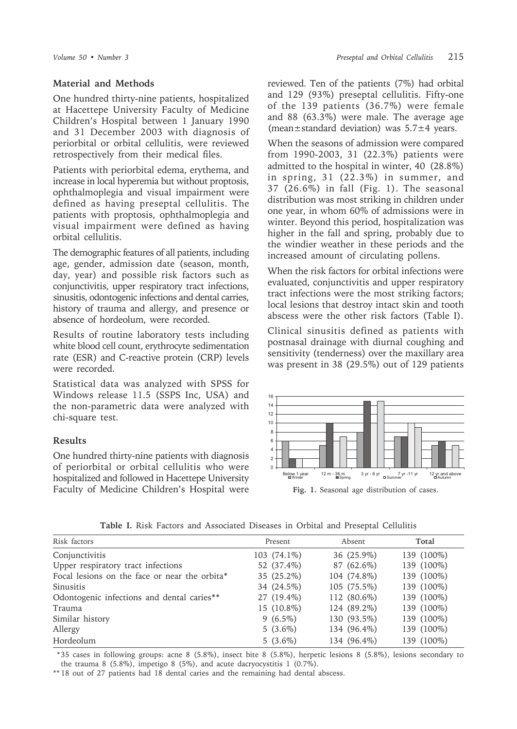## Material and Methods

One hundred thirty-nine patients, hospitalized at Hacettepe University Faculty of Medicine Children's Hospital between 1 January 1990 and 31 December 2003 with diagnosis of periorbital or orbital cellulitis, were reviewed retrospectively from their medical files.

Patients with periorbital edema, erythema, and increase in local hyperemia but without proptosis, ophthalmoplegia and visual impairment were defined as having preseptal cellulitis. The patients with proptosis, ophthalmoplegia and visual impairment were defined as having orbital cellulitis.

The demographic features of all patients, including age, gender, admission date (season, month, day, year) and possible risk factors such as conjunctivitis, upper respiratory tract infections, sinusitis, odontogenic infections and dental carries, history of trauma and allergy, and presence or absence of hordeolum, were recorded.

Results of routine laboratory tests including white blood cell count, erythrocyte sedimentation rate (ESR) and C-reactive protein (CRP) levels were recorded.

Statistical data was analyzed with SPSS for Windows release 11.5 (SSPS Inc, USA) and the non-parametric data were analyzed with chi-square test.

## Results

One hundred thirty-nine patients with diagnosis of periorbital or orbital cellulitis who were hospitalized and followed in Hacettepe University Faculty of Medicine Children's Hospital were reviewed. Ten of the patients (7%) had orbital and 129 (93%) preseptal cellulitis. Fifty-one of the 139 patients (36.7%) were female and 88 (63.3%) were male. The average age (mean±standard deviation) was 5.7±4 years.

When the seasons of admission were compared from 1990-2003, 31 (22.3%) patients were admitted to the hospital in winter, 40 (28.8%) in spring, 31 (22.3%) in summer, and 37 (26.6%) in fall (Fig. 1). The seasonal distribution was most striking in children under one year, in whom 60% of admissions were in winter. Beyond this period, hospitalization was higher in the fall and spring, probably due to the windier weather in these periods and the increased amount of circulating pollens.

When the risk factors for orbital infections were evaluated, conjunctivitis and upper respiratory tract infections were the most striking factors; local lesions that destroy intact skin and tooth abscess were the other risk factors (Table I).

Clinical sinusitis defined as patients with postnasal drainage with diurnal coughing and sensitivity (tenderness) over the maxillary area was present in 38 (29.5%) out of 129 patients

**Fig. 1.** Seasonal age distribution of cases.

**Table I.** Risk Factors and Associated Diseases in Orbital and Preseptal Cellulitis

| Risk factors | Present | Absent | Total |
|---|---|---|---|
| Conjunctivitis | 103 (74.1%) | 36 (25.9%) | 139 (100%) |
| Upper respiratory tract infections | 52 (37.4%) | 87 (62.6%) | 139 (100%) |
| Focal lesions on the face or near the orbita* | 35 (25.2%) | 104 (74.8%) | 139 (100%) |
| Sinusitis | 34 (24.5%) | 105 (75.5%) | 139 (100%) |
| Odontogenic infections and dental caries** | 27 (19.4%) | 112 (80.6%) | 139 (100%) |
| Trauma | 15 (10.8%) | 124 (89.2%) | 139 (100%) |
| Similar history | 9 (6.5%) | 130 (93.5%) | 139 (100%) |
| Allergy | 5 (3.6%) | 134 (96.4%) | 139 (100%) |
| Hordeolum | 5 (3.6%) | 134 (96.4%) | 139 (100%) |

*35 cases in following groups: acne 8 (5.8%), insect bite 8 (5.8%), herpetic lesions 8 (5.8%), lesions secondary to the trauma 8 (5.8%), impetigo 8 (5%), and acute dacryocystitis 1 (0.7%).

**18 out of 27 patients had 18 dental caries and the remaining had dental abscess.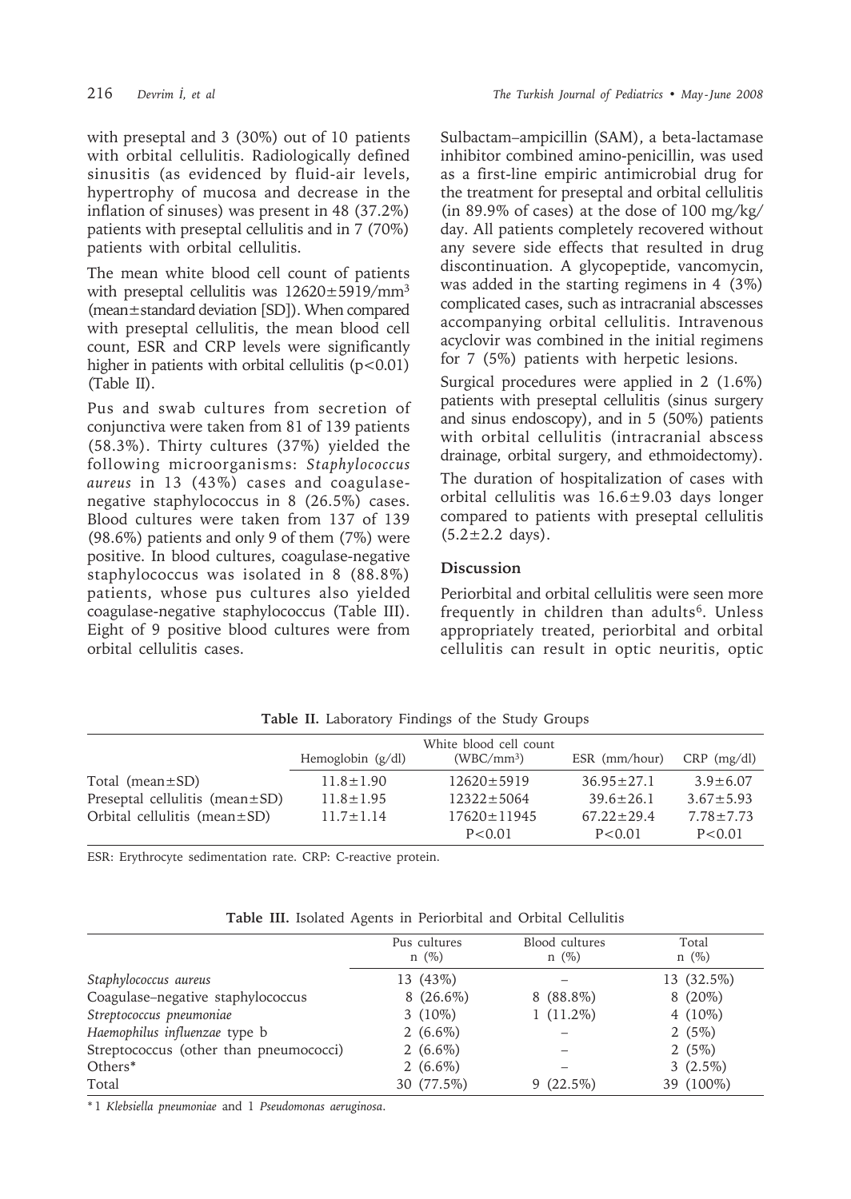with preseptal and 3 (30%) out of 10 patients with orbital cellulitis. Radiologically defined sinusitis (as evidenced by fluid-air levels, hypertrophy of mucosa and decrease in the inflation of sinuses) was present in 48 (37.2%) patients with preseptal cellulitis and in 7 (70%) patients with orbital cellulitis.

The mean white blood cell count of patients with preseptal cellulitis was 12620±5919/mm$^3$ (mean±standard deviation [SD]). When compared with preseptal cellulitis, the mean blood cell count, ESR and CRP levels were significantly higher in patients with orbital cellulitis ($p<0.01$) (Table II).

Pus and swab cultures from secretion of conjunctiva were taken from 81 of 139 patients (58.3%). Thirty cultures (37%) yielded the following microorganisms: *Staphylococcus aureus* in 13 (43%) cases and coagulase-negative staphylococcus in 8 (26.5%) cases. Blood cultures were taken from 137 of 139 (98.6%) patients and only 9 of them (7%) were positive. In blood cultures, coagulase-negative staphylococcus was isolated in 8 (88.8%) patients, whose pus cultures also yielded coagulase-negative staphylococcus (Table III). Eight of 9 positive blood cultures were from orbital cellulitis cases.

Sulbactam–ampicillin (SAM), a beta-lactamase inhibitor combined amino-penicillin, was used as a first-line empiric antimicrobial drug for the treatment for preseptal and orbital cellulitis (in 89.9% of cases) at the dose of 100 mg/kg/day. All patients completely recovered without any severe side effects that resulted in drug discontinuation. A glycopeptide, vancomycin, was added in the starting regimens in 4 (3%) complicated cases, such as intracranial abscesses accompanying orbital cellulitis. Intravenous acyclovir was combined in the initial regimens for 7 (5%) patients with herpetic lesions.

Surgical procedures were applied in 2 (1.6%) patients with preseptal cellulitis (sinus surgery and sinus endoscopy), and in 5 (50%) patients with orbital cellulitis (intracranial abscess drainage, orbital surgery, and ethmoidectomy).

The duration of hospitalization of cases with orbital cellulitis was 16.6±9.03 days longer compared to patients with preseptal cellulitis (5.2±2.2 days).

## Discussion

Periorbital and orbital cellulitis were seen more frequently in children than adults[6]. Unless appropriately treated, periorbital and orbital cellulitis can result in optic neuritis, optic

**Table II.** Laboratory Findings of the Study Groups

| | Hemoglobin (g/dl) | White blood cell count (WBC/mm$^3$) | ESR (mm/hour) | CRP (mg/dl) |
|---|---|---|---|---|
| Total (mean±SD) | 11.8±1.90 | 12620±5919 | 36.95±27.1 | 3.9±6.07 |
| Preseptal cellulitis (mean±SD) | 11.8±1.95 | 12322±5064 | 39.6±26.1 | 3.67±5.93 |
| Orbital cellulitis (mean±SD) | 11.7±1.14 | 17620±11945 | 67.22±29.4 | 7.78±7.73 |
| | | $P<0.01$ | $P<0.01$ | $P<0.01$ |

ESR: Erythrocyte sedimentation rate. CRP: C-reactive protein.

**Table III.** Isolated Agents in Periorbital and Orbital Cellulitis

| | Pus cultures n (%) | Blood cultures n (%) | Total n (%) |
|---|---|---|---|
| *Staphylococcus aureus* | 13 (43%) | – | 13 (32.5%) |
| Coagulase–negative staphylococcus | 8 (26.6%) | 8 (88.8%) | 8 (20%) |
| *Streptococcus pneumoniae* | 3 (10%) | 1 (11.2%) | 4 (10%) |
| *Haemophilus influenzae* type b | 2 (6.6%) | – | 2 (5%) |
| Streptococcus (other than pneumococci) | 2 (6.6%) | – | 2 (5%) |
| Others* | 2 (6.6%) | – | 3 (2.5%) |
| Total | 30 (77.5%) | 9 (22.5%) | 39 (100%) |

*1 *Klebsiella pneumoniae* and 1 *Pseudomonas aeruginosa*.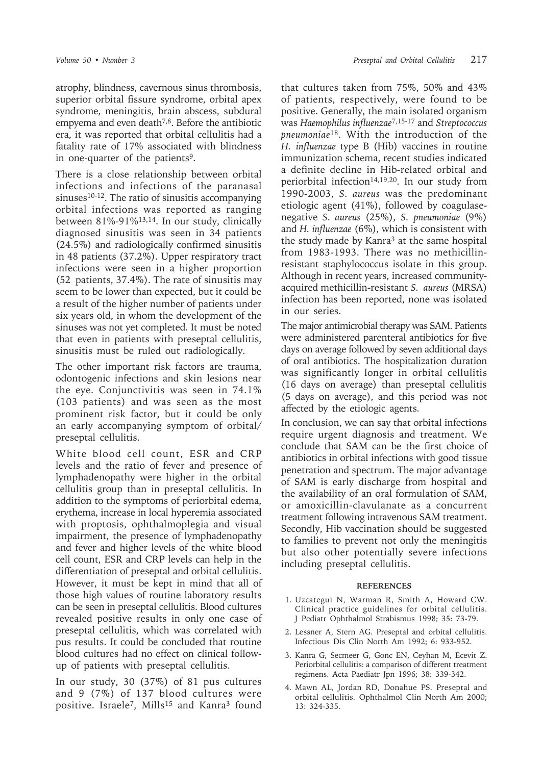atrophy, blindness, cavernous sinus thrombosis, superior orbital fissure syndrome, orbital apex syndrome, meningitis, brain abscess, subdural empyema and even death[7,8]. Before the antibiotic era, it was reported that orbital cellulitis had a fatality rate of 17% associated with blindness in one-quarter of the patients[9].

There is a close relationship between orbital infections and infections of the paranasal sinuses[10-12]. The ratio of sinusitis accompanying orbital infections was reported as ranging between 81%-91%[13,14]. In our study, clinically diagnosed sinusitis was seen in 34 patients (24.5%) and radiologically confirmed sinusitis in 48 patients (37.2%). Upper respiratory tract infections were seen in a higher proportion (52 patients, 37.4%). The rate of sinusitis may seem to be lower than expected, but it could be a result of the higher number of patients under six years old, in whom the development of the sinuses was not yet completed. It must be noted that even in patients with preseptal cellulitis, sinusitis must be ruled out radiologically.

The other important risk factors are trauma, odontogenic infections and skin lesions near the eye. Conjunctivitis was seen in 74.1% (103 patients) and was seen as the most prominent risk factor, but it could be only an early accompanying symptom of orbital/ preseptal cellulitis.

White blood cell count, ESR and CRP levels and the ratio of fever and presence of lymphadenopathy were higher in the orbital cellulitis group than in preseptal cellulitis. In addition to the symptoms of periorbital edema, erythema, increase in local hyperemia associated with proptosis, ophthalmoplegia and visual impairment, the presence of lymphadenopathy and fever and higher levels of the white blood cell count, ESR and CRP levels can help in the differentiation of preseptal and orbital cellulitis. However, it must be kept in mind that all of those high values of routine laboratory results can be seen in preseptal cellulitis. Blood cultures revealed positive results in only one case of preseptal cellulitis, which was correlated with pus results. It could be concluded that routine blood cultures had no effect on clinical follow-up of patients with preseptal cellulitis.

In our study, 30 (37%) of 81 pus cultures and 9 (7%) of 137 blood cultures were positive. Israele[7], Mills[15] and Kanra[3] found that cultures taken from 75%, 50% and 43% of patients, respectively, were found to be positive. Generally, the main isolated organism was *Haemophilus influenzae*[7,15-17] and *Streptococcus pneumoniae*[18]. With the introduction of the *H. influenzae* type B (Hib) vaccines in routine immunization schema, recent studies indicated a definite decline in Hib-related orbital and periorbital infection[14,19,20]. In our study from 1990-2003, *S. aureus* was the predominant etiologic agent (41%), followed by coagulase-negative *S. aureus* (25%), *S. pneumoniae* (9%) and *H. influenzae* (6%), which is consistent with the study made by Kanra[3] at the same hospital from 1983-1993. There was no methicillin-resistant staphylococcus isolate in this group. Although in recent years, increased community-acquired methicillin-resistant *S. aureus* (MRSA) infection has been reported, none was isolated in our series.

The major antimicrobial therapy was SAM. Patients were administered parenteral antibiotics for five days on average followed by seven additional days of oral antibiotics. The hospitalization duration was significantly longer in orbital cellulitis (16 days on average) than preseptal cellulitis (5 days on average), and this period was not affected by the etiologic agents.

In conclusion, we can say that orbital infections require urgent diagnosis and treatment. We conclude that SAM can be the first choice of antibiotics in orbital infections with good tissue penetration and spectrum. The major advantage of SAM is early discharge from hospital and the availability of an oral formulation of SAM, or amoxicillin-clavulanate as a concurrent treatment following intravenous SAM treatment. Secondly, Hib vaccination should be suggested to families to prevent not only the meningitis but also other potentially severe infections including preseptal cellulitis.

## REFERENCES

1. Uzcategui N, Warman R, Smith A, Howard CW. Clinical practice guidelines for orbital cellulitis. J Pediatr Ophthalmol Strabismus 1998; 35: 73-79.
2. Lessner A, Stern AG. Preseptal and orbital cellulitis. Infectious Dis Clin North Am 1992; 6: 933-952.
3. Kanra G, Secmeer G, Gonc EN, Ceyhan M, Ecevit Z. Periorbital cellulitis: a comparison of different treatment regimens. Acta Paediatr Jpn 1996; 38: 339-342.
4. Mawn AL, Jordan RD, Donahue PS. Preseptal and orbital cellulitis. Ophthalmol Clin North Am 2000; 13: 324-335.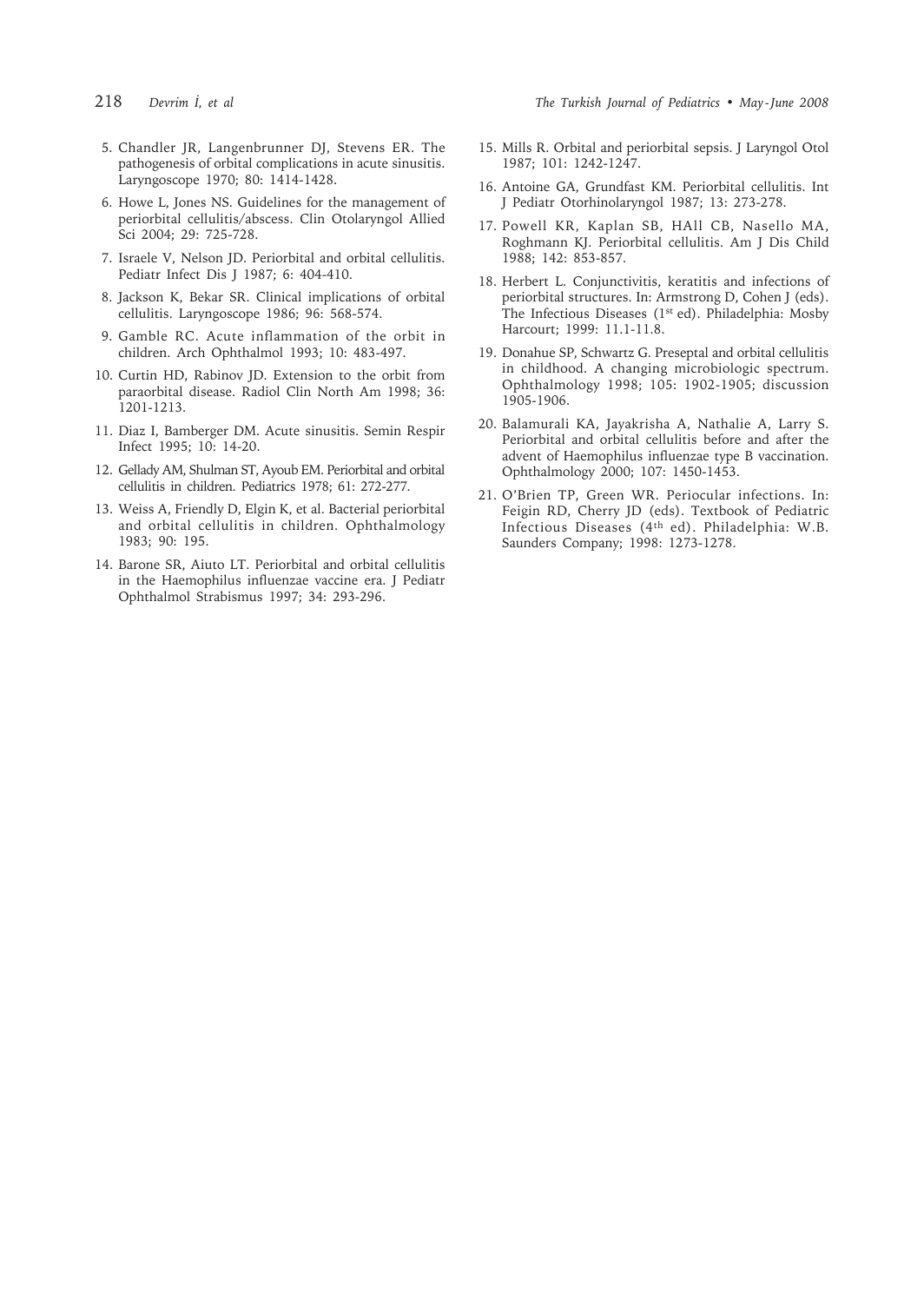5. Chandler JR, Langenbrunner DJ, Stevens ER. The pathogenesis of orbital complications in acute sinusitis. Laryngoscope 1970; 80: 1414-1428.
6. Howe L, Jones NS. Guidelines for the management of periorbital cellulitis/abscess. Clin Otolaryngol Allied Sci 2004; 29: 725-728.
7. Israele V, Nelson JD. Periorbital and orbital cellulitis. Pediatr Infect Dis J 1987; 6: 404-410.
8. Jackson K, Bekar SR. Clinical implications of orbital cellulitis. Laryngoscope 1986; 96: 568-574.
9. Gamble RC. Acute inflammation of the orbit in children. Arch Ophthalmol 1993; 10: 483-497.
10. Curtin HD, Rabinov JD. Extension to the orbit from paraorbital disease. Radiol Clin North Am 1998; 36: 1201-1213.
11. Diaz I, Bamberger DM. Acute sinusitis. Semin Respir Infect 1995; 10: 14-20.
12. Gellady AM, Shulman ST, Ayoub EM. Periorbital and orbital cellulitis in children. Pediatrics 1978; 61: 272-277.
13. Weiss A, Friendly D, Elgin K, et al. Bacterial periorbital and orbital cellulitis in children. Ophthalmology 1983; 90: 195.
14. Barone SR, Aiuto LT. Periorbital and orbital cellulitis in the Haemophilus influenzae vaccine era. J Pediatr Ophthalmol Strabismus 1997; 34: 293-296.
15. Mills R. Orbital and periorbital sepsis. J Laryngol Otol 1987; 101: 1242-1247.
16. Antoine GA, Grundfast KM. Periorbital cellulitis. Int J Pediatr Otorhinolaryngol 1987; 13: 273-278.
17. Powell KR, Kaplan SB, HAll CB, Nasello MA, Roghmann KJ. Periorbital cellulitis. Am J Dis Child 1988; 142: 853-857.
18. Herbert L. Conjunctivitis, keratitis and infections of periorbital structures. In: Armstrong D, Cohen J (eds). The Infectious Diseases (1st ed). Philadelphia: Mosby Harcourt; 1999: 11.1-11.8.
19. Donahue SP, Schwartz G. Preseptal and orbital cellulitis in childhood. A changing microbiologic spectrum. Ophthalmology 1998; 105: 1902-1905; discussion 1905-1906.
20. Balamurali KA, Jayakrisha A, Nathalie A, Larry S. Periorbital and orbital cellulitis before and after the advent of Haemophilus influenzae type B vaccination. Ophthalmology 2000; 107: 1450-1453.
21. O'Brien TP, Green WR. Periocular infections. In: Feigin RD, Cherry JD (eds). Textbook of Pediatric Infectious Diseases (4th ed). Philadelphia: W.B. Saunders Company; 1998: 1273-1278.